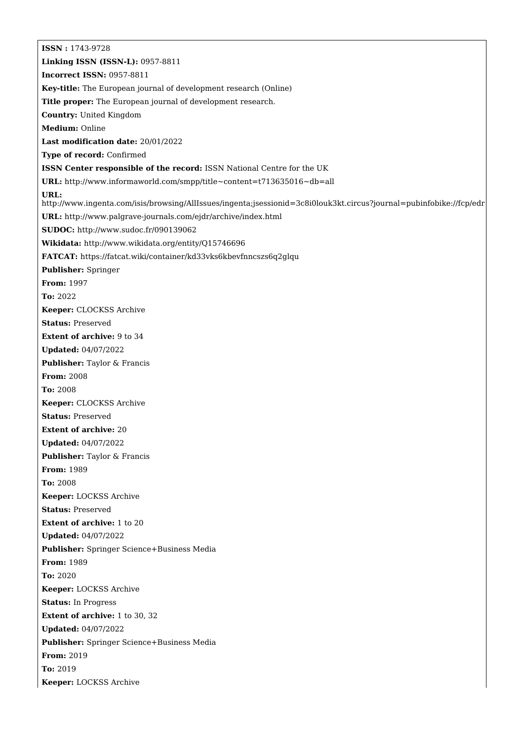**ISSN :** 1743-9728

**Linking ISSN (ISSN-L):** 0957-8811

**Incorrect ISSN:** 0957-8811

**Key-title:** The European journal of development research (Online)

**Title proper:** The European journal of development research.

**Country:** United Kingdom

**Medium:** Online

**Last modification date:** 20/01/2022

**Type of record:** Confirmed

**ISSN Center responsible of the record:** ISSN National Centre for the UK

**URL:** http://www.informaworld.com/smpp/title~content=t713635016~db=all

**URL:** http://www.ingenta.com/isis/browsing/AllIssues/ingenta;jsessionid=3c8i0louk3kt.circus?journal=pubinfobike://fcp/edr

**URL:** http://www.palgrave-journals.com/ejdr/archive/index.html

**SUDOC:** http://www.sudoc.fr/090139062

**Wikidata:** http://www.wikidata.org/entity/Q15746696

**FATCAT:** https://fatcat.wiki/container/kd33vks6kbevfnncszs6q2glqu

**Publisher:** Springer

**From:** 1997

**To:** 2022

**Keeper:** CLOCKSS Archive

**Status:** Preserved

**Extent of archive:** 9 to 34

**Updated:** 04/07/2022

**Publisher:** Taylor & Francis

**From:** 2008

**To:** 2008

**Keeper:** CLOCKSS Archive

**Status:** Preserved

**Extent of archive:** 20

**Updated:** 04/07/2022

**Publisher:** Taylor & Francis

**From:** 1989

**To:** 2008

**Keeper:** LOCKSS Archive

**Status:** Preserved

**Extent of archive:** 1 to 20

**Updated:** 04/07/2022

**Publisher:** Springer Science+Business Media

**From:** 1989

**To:** 2020

**Keeper:** LOCKSS Archive

**Status:** In Progress

**Extent of archive:** 1 to 30, 32

**Updated:** 04/07/2022

**Publisher:** Springer Science+Business Media

**From:** 2019

**To:** 2019

**Keeper:** LOCKSS Archive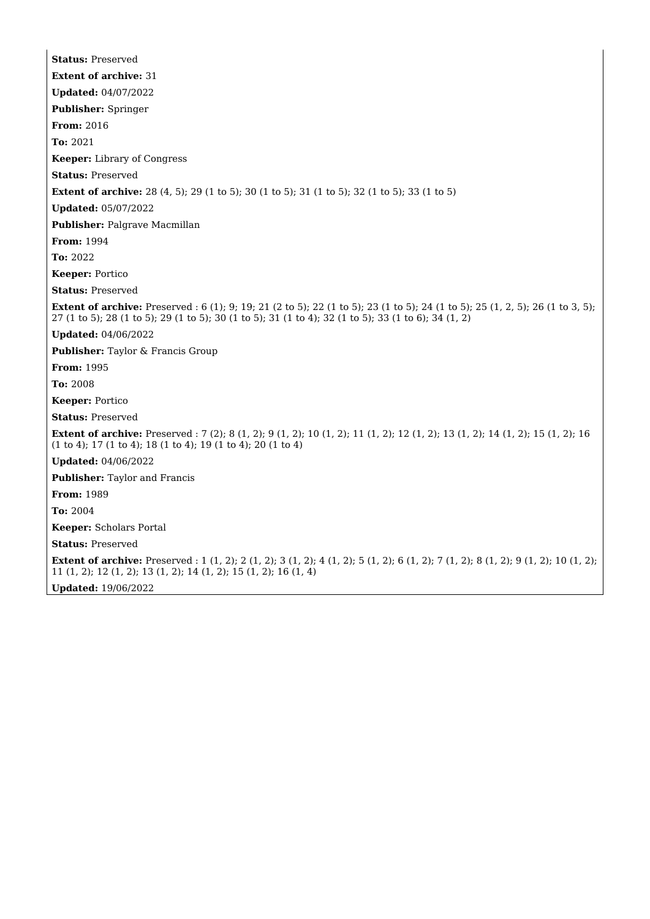**Status:** Preserved

**Extent of archive:** 31

**Updated:** 04/07/2022

**Publisher:** Springer

**From:** 2016

**To:** 2021

**Keeper:** Library of Congress

**Status:** Preserved

**Extent of archive:** 28 (4, 5); 29 (1 to 5); 30 (1 to 5); 31 (1 to 5); 32 (1 to 5); 33 (1 to 5)

**Updated:** 05/07/2022

**Publisher:** Palgrave Macmillan

**From:** 1994

**To:** 2022

**Keeper:** Portico

**Status:** Preserved

**Extent of archive:** Preserved : 6 (1); 9; 19; 21 (2 to 5); 22 (1 to 5); 23 (1 to 5); 24 (1 to 5); 25 (1, 2, 5); 26 (1 to 3, 5); 27 (1 to 5); 28 (1 to 5); 29 (1 to 5); 30 (1 to 5); 31 (1 to 4); 32 (1 to 5); 33 (1 to 6); 34 (1, 2)

**Updated:** 04/06/2022

**Publisher:** Taylor & Francis Group

**From:** 1995

**To:** 2008

**Keeper:** Portico

**Status:** Preserved

**Extent of archive:** Preserved : 7 (2); 8 (1, 2); 9 (1, 2); 10 (1, 2); 11 (1, 2); 12 (1, 2); 13 (1, 2); 14 (1, 2); 15 (1, 2); 16 (1 to 4); 17 (1 to 4); 18 (1 to 4); 19 (1 to 4); 20 (1 to 4)

**Updated:** 04/06/2022

**Publisher:** Taylor and Francis

**From:** 1989

**To:** 2004

**Keeper:** Scholars Portal

**Status:** Preserved

**Extent of archive:** Preserved : 1 (1, 2); 2 (1, 2); 3 (1, 2); 4 (1, 2); 5 (1, 2); 6 (1, 2); 7 (1, 2); 8 (1, 2); 9 (1, 2); 10 (1, 2); 11 (1, 2); 12 (1, 2); 13 (1, 2); 14 (1, 2); 15 (1, 2); 16 (1, 4)

**Updated:** 19/06/2022